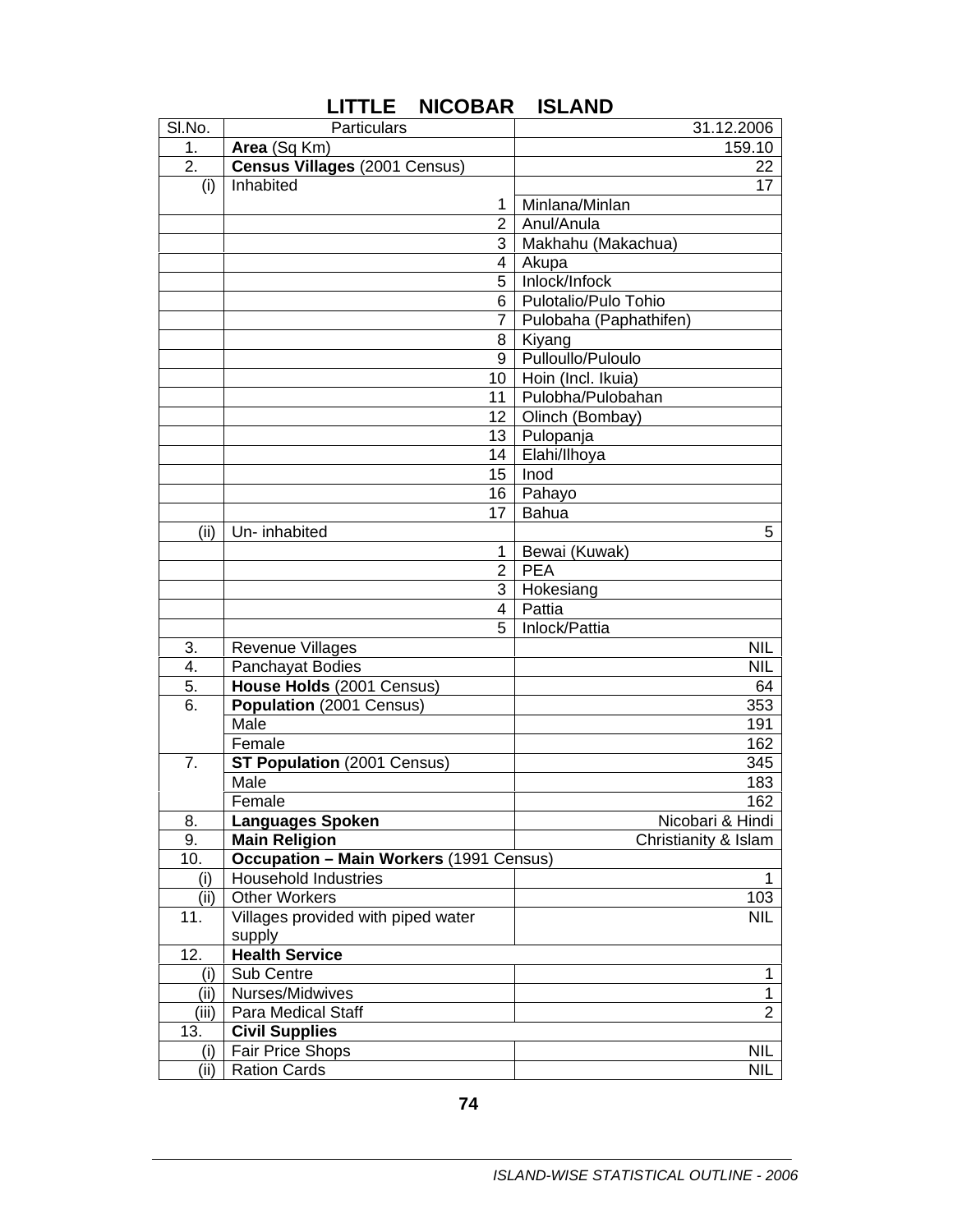## LITTLE NICOBAR ISLAND

| Sl.No. | Particulars | 31.12.2006 |
|---|---|---|
| 1. | **Area** (Sq Km) | 159.10 |
| 2. | **Census Villages** (2001 Census) | 22 |
| (i) | Inhabited | 17 |
| | 1 | Minlana/Minlan |
| | 2 | Anul/Anula |
| | 3 | Makhahu (Makachua) |
| | 4 | Akupa |
| | 5 | Inlock/Infock |
| | 6 | Pulotalio/Pulo Tohio |
| | 7 | Pulobaha (Paphathifen) |
| | 8 | Kiyang |
| | 9 | Pulloullo/Puloulo |
| | 10 | Hoin (Incl. Ikuia) |
| | 11 | Pulobha/Pulobahan |
| | 12 | Olinch (Bombay) |
| | 13 | Pulopanja |
| | 14 | Elahi/Ilhoya |
| | 15 | Inod |
| | 16 | Pahayo |
| | 17 | Bahua |
| (ii) | Un- inhabited | 5 |
| | 1 | Bewai (Kuwak) |
| | 2 | PEA |
| | 3 | Hokesiang |
| | 4 | Pattia |
| | 5 | Inlock/Pattia |
| 3. | Revenue Villages | NIL |
| 4. | Panchayat Bodies | NIL |
| 5. | **House Holds** (2001 Census) | 64 |
| 6. | **Population** (2001 Census) | 353 |
| | Male | 191 |
| | Female | 162 |
| 7. | **ST Population** (2001 Census) | 345 |
| | Male | 183 |
| | Female | 162 |
| 8. | **Languages Spoken** | Nicobari & Hindi |
| 9. | **Main Religion** | Christianity & Islam |
| 10. | **Occupation – Main Workers** (1991 Census) | |
| (i) | Household Industries | 1 |
| (ii) | Other Workers | 103 |
| 11. | Villages provided with piped water supply | NIL |
| 12. | **Health Service** | |
| (i) | Sub Centre | 1 |
| (ii) | Nurses/Midwives | 1 |
| (iii) | Para Medical Staff | 2 |
| 13. | **Civil Supplies** | |
| (i) | Fair Price Shops | NIL |
| (ii) | Ration Cards | NIL |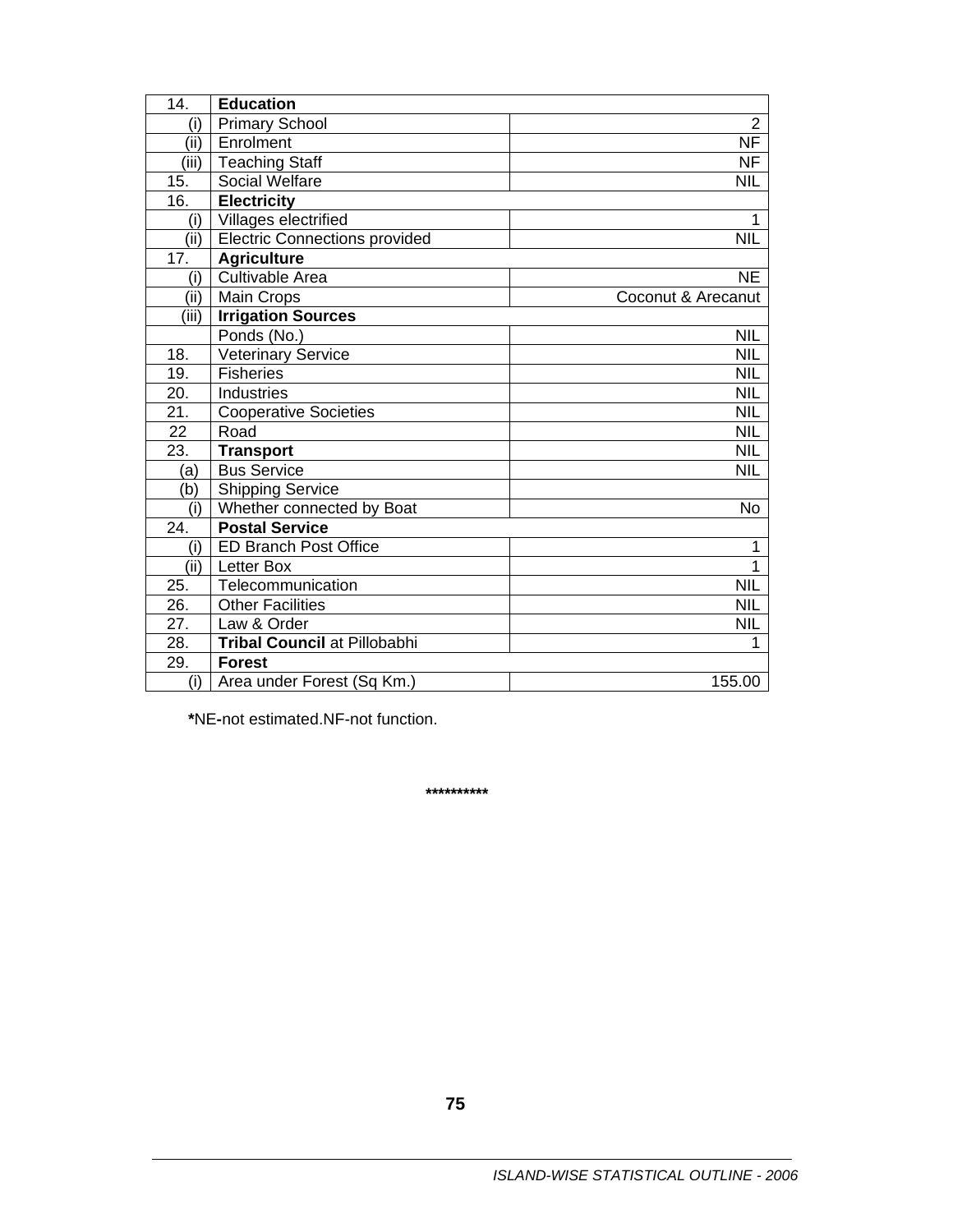| | | |
|---|---|---|
| 14. | **Education** | |
| (i) | Primary School | 2 |
| (ii) | Enrolment | NF |
| (iii) | Teaching Staff | NF |
| 15. | Social Welfare | NIL |
| 16. | **Electricity** | |
| (i) | Villages electrified | 1 |
| (ii) | Electric Connections provided | NIL |
| 17. | **Agriculture** | |
| (i) | Cultivable Area | NE |
| (ii) | Main Crops | Coconut & Arecanut |
| (iii) | **Irrigation Sources** | |
| | Ponds (No.) | NIL |
| 18. | Veterinary Service | NIL |
| 19. | Fisheries | NIL |
| 20. | Industries | NIL |
| 21. | Cooperative Societies | NIL |
| 22 | Road | NIL |
| 23. | **Transport** | NIL |
| (a) | Bus Service | NIL |
| (b) | Shipping Service | |
| (i) | Whether connected by Boat | No |
| 24. | **Postal Service** | |
| (i) | ED Branch Post Office | 1 |
| (ii) | Letter Box | 1 |
| 25. | Telecommunication | NIL |
| 26. | Other Facilities | NIL |
| 27. | Law & Order | NIL |
| 28. | **Tribal Council** at Pillobabhi | 1 |
| 29. | **Forest** | |
| (i) | Area under Forest (Sq Km.) | 155.00 |

**\***NE**-**not estimated.NF-not function.

**\*\*\*\*\*\*\*\*\*\***